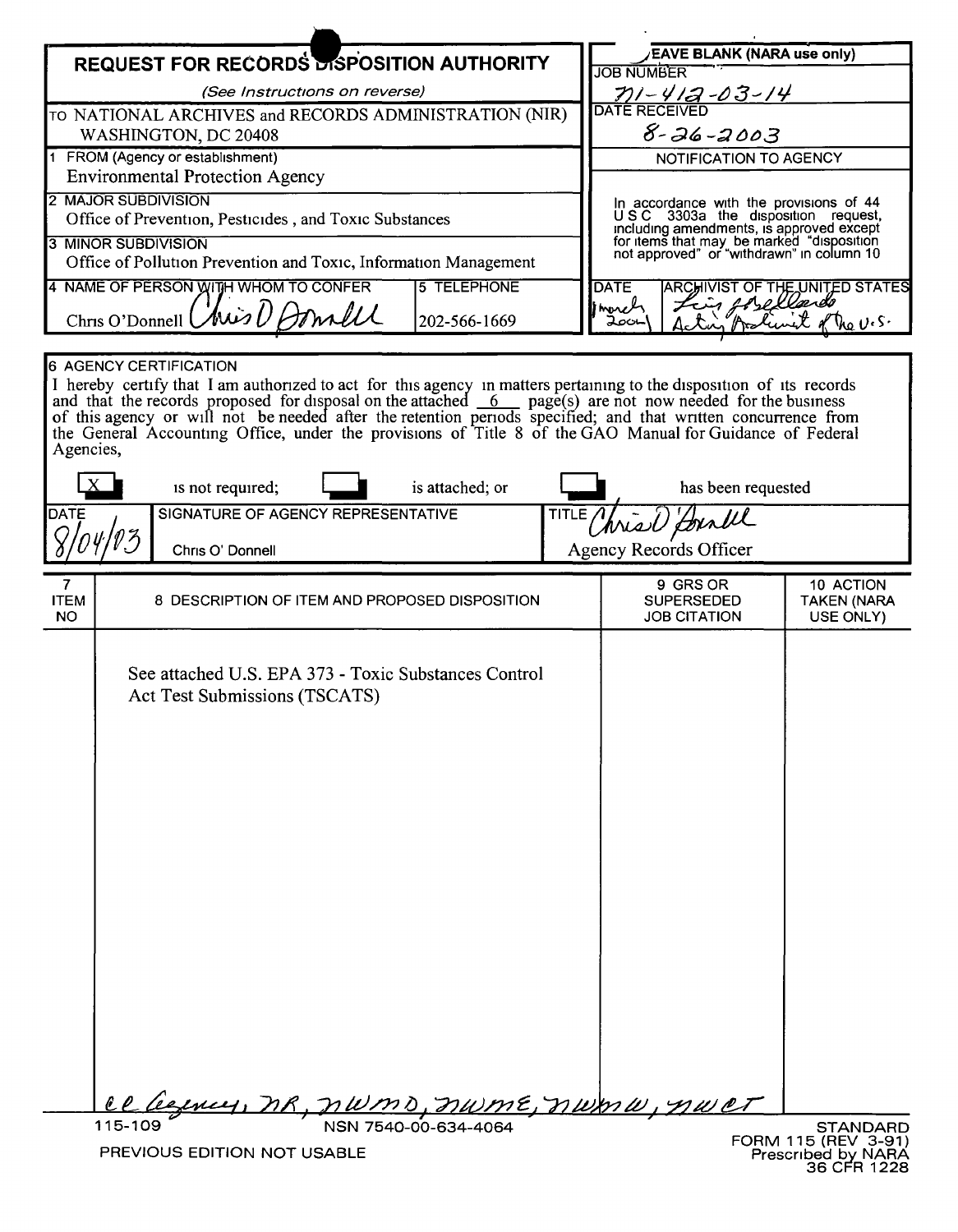# REQUEST FOR RECORDS DISPOSITION AUTHORITY

*(See Instructions on reverse)*

TO NATIONAL ARCHIVES and RECORDS ADMINISTRATION (NIR)
WASHINGTON, DC 20408

**LEAVE BLANK (NARA use only)**

JOB NUMBER: N1-412-03-14

DATE RECEIVED: 8-26-2003

NOTIFICATION TO AGENCY

In accordance with the provisions of 44 U S C 3303a the disposition request, including amendments, is approved except for items that may be marked "disposition not approved" or "withdrawn" in column 10

DATE: March 2004

ARCHIVIST OF THE UNITED STATES: Acting Archivist of the U.S.

1 FROM (Agency or establishment)
Environmental Protection Agency

2 MAJOR SUBDIVISION
Office of Prevention, Pesticides, and Toxic Substances

3 MINOR SUBDIVISION
Office of Pollution Prevention and Toxic, Information Management

4 NAME OF PERSON WITH WHOM TO CONFER: Chris O'Donnell

5 TELEPHONE: 202-566-1669

## 6 AGENCY CERTIFICATION

I hereby certify that I am authorized to act for this agency in matters pertaining to the disposition of its records and that the records proposed for disposal on the attached 6 page(s) are not now needed for the business of this agency or will not be needed after the retention periods specified; and that written concurrence from the General Accounting Office, under the provisions of Title 8 of the GAO Manual for Guidance of Federal Agencies,

[X] is not required; [ ] is attached; or [ ] has been requested

| DATE | SIGNATURE OF AGENCY REPRESENTATIVE | TITLE |
|---|---|---|
| 8/04/03 | Chris O' Donnell | Agency Records Officer |

| 7 ITEM NO | 8 DESCRIPTION OF ITEM AND PROPOSED DISPOSITION | 9 GRS OR SUPERSEDED JOB CITATION | 10 ACTION TAKEN (NARA USE ONLY) |
|---|---|---|---|
| | See attached U.S. EPA 373 - Toxic Substances Control Act Test Submissions (TSCATS) | | |

cc Agency, NR, NWMD, NWME, NWMW, NWCT

115-109 NSN 7540-00-634-4064

PREVIOUS EDITION NOT USABLE

STANDARD FORM 115 (REV 3-91)
Prescribed by NARA
36 CFR 1228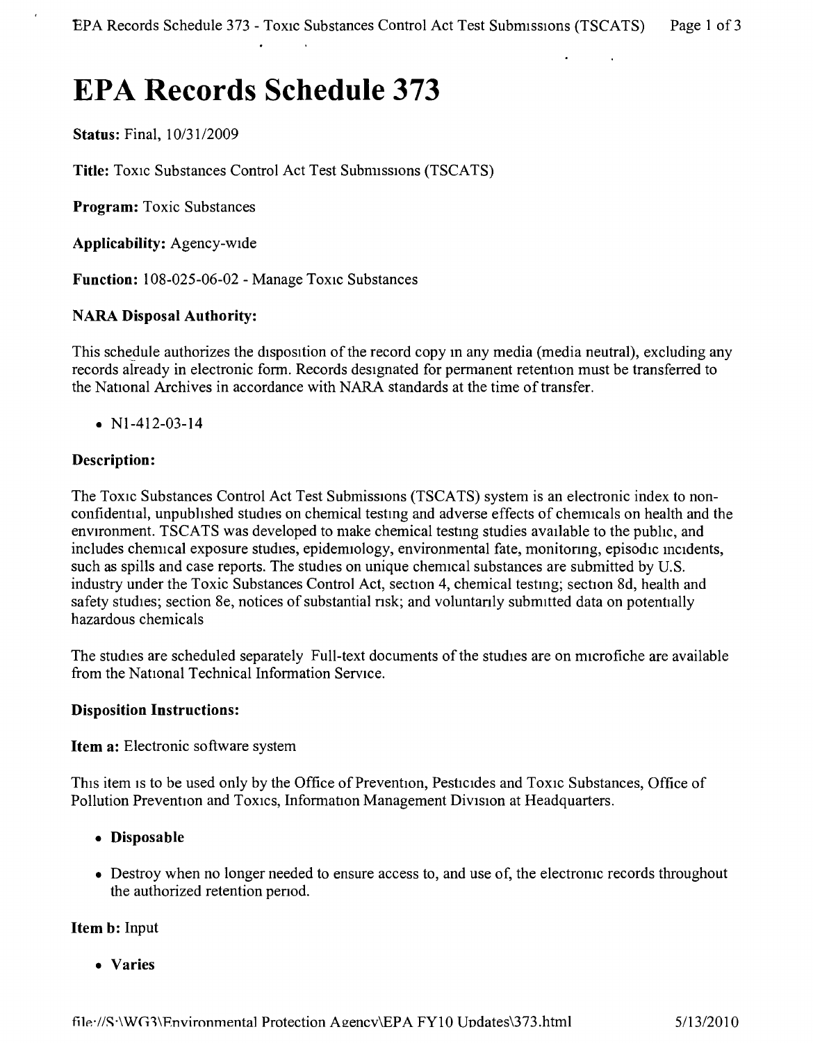# EPA Records Schedule 373

**Status:** Final, 10/31/2009

**Title:** Toxic Substances Control Act Test Submissions (TSCATS)

**Program:** Toxic Substances

**Applicability:** Agency-wide

**Function:** 108-025-06-02 - Manage Toxic Substances

### NARA Disposal Authority:

This schedule authorizes the disposition of the record copy in any media (media neutral), excluding any records already in electronic form. Records designated for permanent retention must be transferred to the National Archives in accordance with NARA standards at the time of transfer.

- N1-412-03-14

### Description:

The Toxic Substances Control Act Test Submissions (TSCATS) system is an electronic index to non-confidential, unpublished studies on chemical testing and adverse effects of chemicals on health and the environment. TSCATS was developed to make chemical testing studies available to the public, and includes chemical exposure studies, epidemiology, environmental fate, monitoring, episodic incidents, such as spills and case reports. The studies on unique chemical substances are submitted by U.S. industry under the Toxic Substances Control Act, section 4, chemical testing; section 8d, health and safety studies; section 8e, notices of substantial risk; and voluntarily submitted data on potentially hazardous chemicals

The studies are scheduled separately Full-text documents of the studies are on microfiche are available from the National Technical Information Service.

### Disposition Instructions:

**Item a:** Electronic software system

This item is to be used only by the Office of Prevention, Pesticides and Toxic Substances, Office of Pollution Prevention and Toxics, Information Management Division at Headquarters.

- **Disposable**
- Destroy when no longer needed to ensure access to, and use of, the electronic records throughout the authorized retention period.

**Item b:** Input

- **Varies**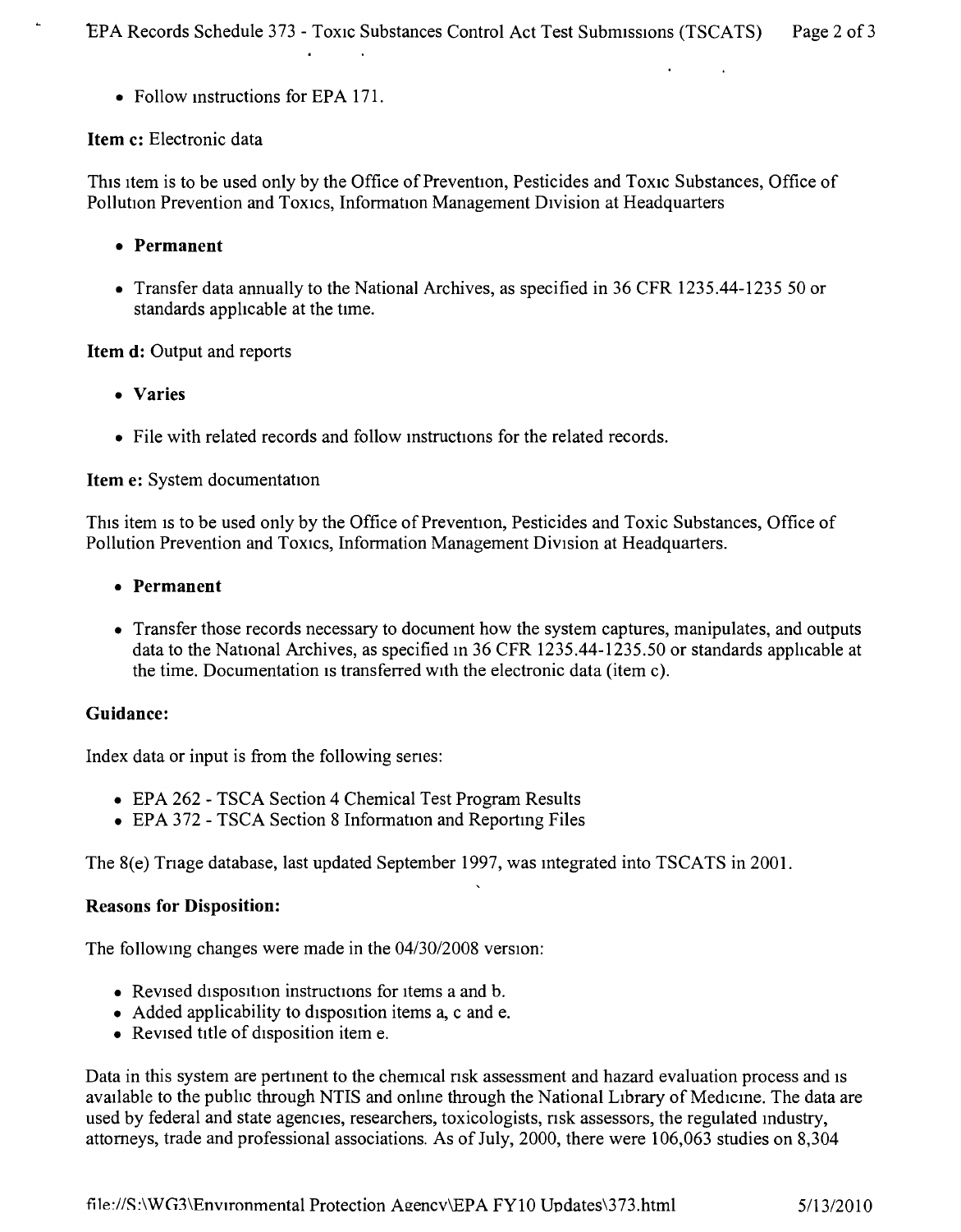- Follow instructions for EPA 171.

**Item c:** Electronic data

This item is to be used only by the Office of Prevention, Pesticides and Toxic Substances, Office of Pollution Prevention and Toxics, Information Management Division at Headquarters

- **Permanent**
- Transfer data annually to the National Archives, as specified in 36 CFR 1235.44-1235 50 or standards applicable at the time.

**Item d:** Output and reports

- **Varies**
- File with related records and follow instructions for the related records.

**Item e:** System documentation

This item is to be used only by the Office of Prevention, Pesticides and Toxic Substances, Office of Pollution Prevention and Toxics, Information Management Division at Headquarters.

- **Permanent**
- Transfer those records necessary to document how the system captures, manipulates, and outputs data to the National Archives, as specified in 36 CFR 1235.44-1235.50 or standards applicable at the time. Documentation is transferred with the electronic data (item c).

**Guidance:**

Index data or input is from the following series:

- EPA 262 - TSCA Section 4 Chemical Test Program Results
- EPA 372 - TSCA Section 8 Information and Reporting Files

The 8(e) Triage database, last updated September 1997, was integrated into TSCATS in 2001.

**Reasons for Disposition:**

The following changes were made in the 04/30/2008 version:

- Revised disposition instructions for items a and b.
- Added applicability to disposition items a, c and e.
- Revised title of disposition item e.

Data in this system are pertinent to the chemical risk assessment and hazard evaluation process and is available to the public through NTIS and online through the National Library of Medicine. The data are used by federal and state agencies, researchers, toxicologists, risk assessors, the regulated industry, attorneys, trade and professional associations. As of July, 2000, there were 106,063 studies on 8,304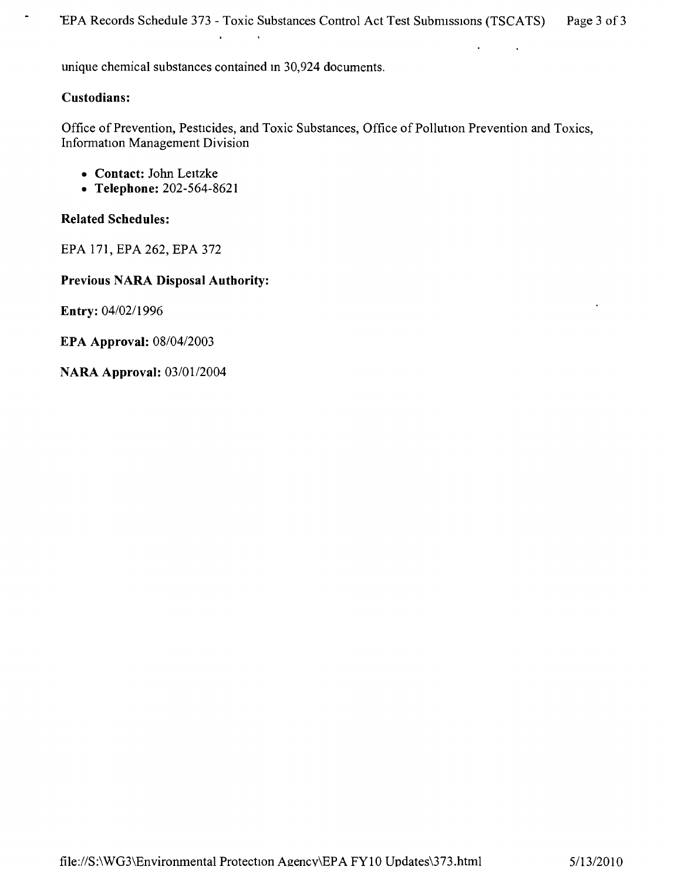unique chemical substances contained in 30,924 documents.

**Custodians:**

Office of Prevention, Pesticides, and Toxic Substances, Office of Pollution Prevention and Toxics, Information Management Division

- **Contact:** John Leitzke
- **Telephone:** 202-564-8621

**Related Schedules:**

EPA 171, EPA 262, EPA 372

**Previous NARA Disposal Authority:**

**Entry:** 04/02/1996

**EPA Approval:** 08/04/2003

**NARA Approval:** 03/01/2004